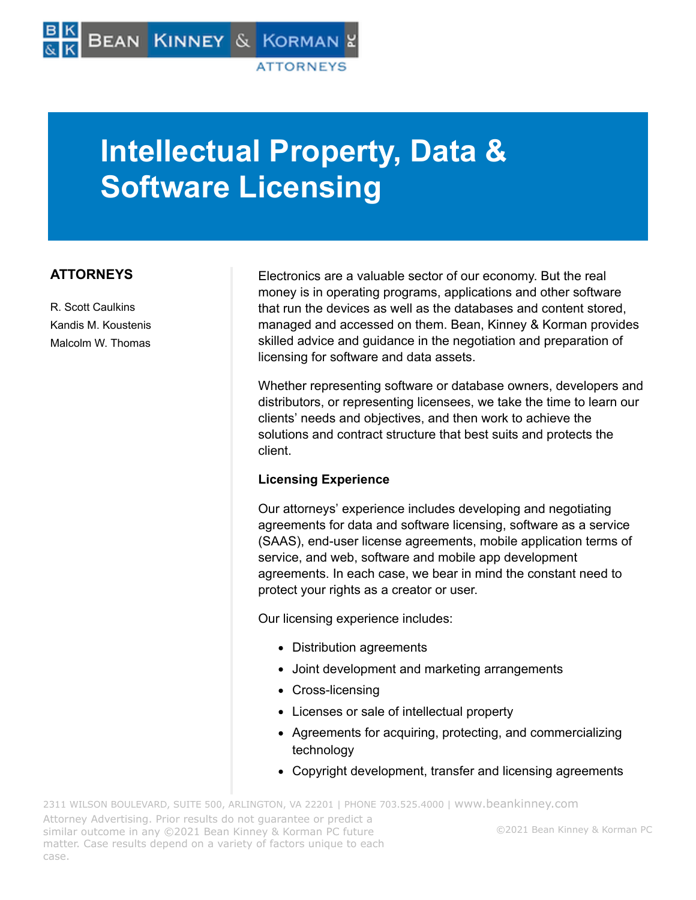# Intellectual Property, Data & Software Licensing

## ATTORNEYS

R. Scott Caulkins
Kandis M. Koustenis
Malcolm W. Thomas

Electronics are a valuable sector of our economy. But the real money is in operating programs, applications and other software that run the devices as well as the databases and content stored, managed and accessed on them. Bean, Kinney & Korman provides skilled advice and guidance in the negotiation and preparation of licensing for software and data assets.

Whether representing software or database owners, developers and distributors, or representing licensees, we take the time to learn our clients' needs and objectives, and then work to achieve the solutions and contract structure that best suits and protects the client.

### Licensing Experience

Our attorneys' experience includes developing and negotiating agreements for data and software licensing, software as a service (SAAS), end-user license agreements, mobile application terms of service, and web, software and mobile app development agreements. In each case, we bear in mind the constant need to protect your rights as a creator or user.

Our licensing experience includes:

- Distribution agreements
- Joint development and marketing arrangements
- Cross-licensing
- Licenses or sale of intellectual property
- Agreements for acquiring, protecting, and commercializing technology
- Copyright development, transfer and licensing agreements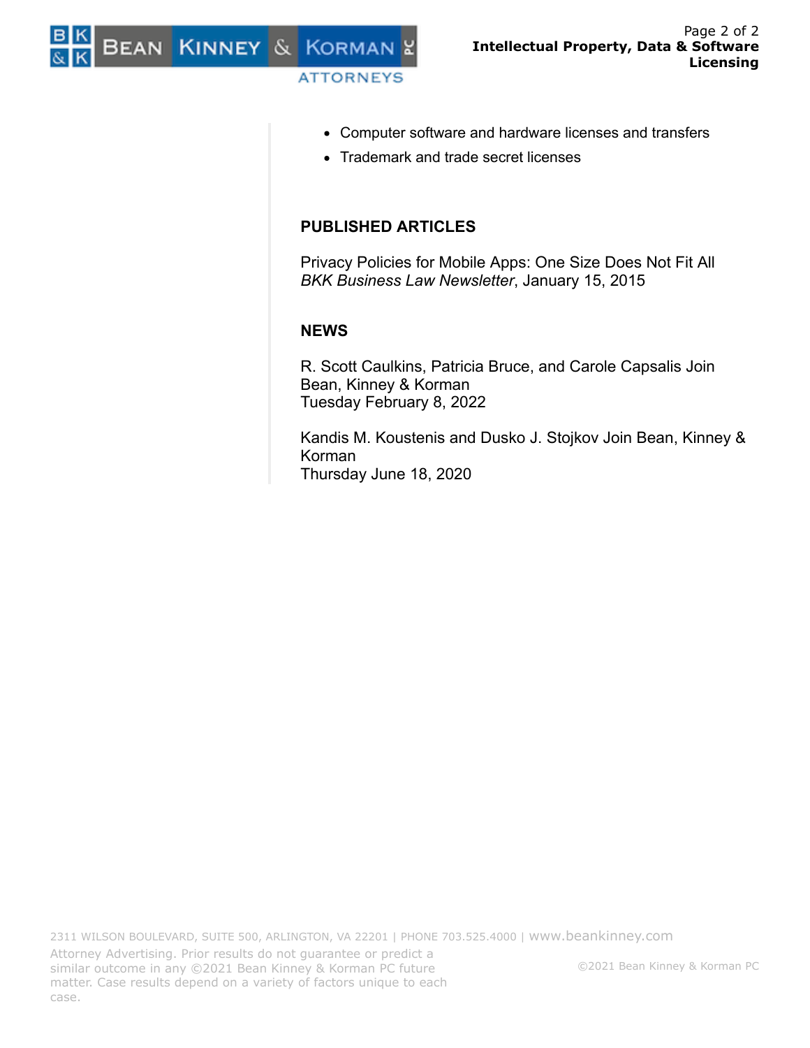- Computer software and hardware licenses and transfers
- Trademark and trade secret licenses

## PUBLISHED ARTICLES

Privacy Policies for Mobile Apps: One Size Does Not Fit All
*BKK Business Law Newsletter*, January 15, 2015

## NEWS

R. Scott Caulkins, Patricia Bruce, and Carole Capsalis Join Bean, Kinney & Korman
Tuesday February 8, 2022

Kandis M. Koustenis and Dusko J. Stojkov Join Bean, Kinney & Korman
Thursday June 18, 2020